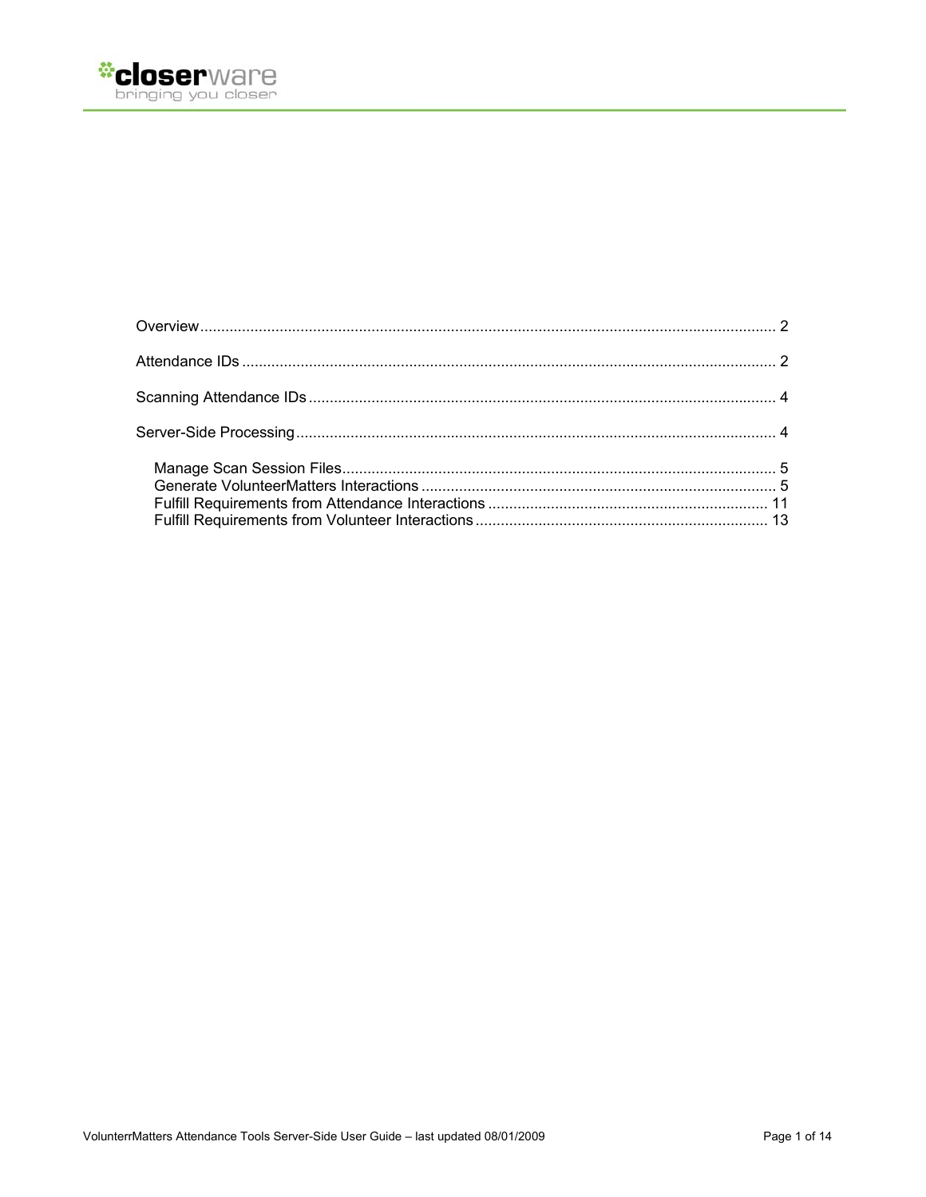closerware
bringing you closer

Overview ........................................................................................................................... 2

Attendance IDs ................................................................................................................. 2

Scanning Attendance IDs ................................................................................................. 4

Server-Side Processing ..................................................................................................... 4

- Manage Scan Session Files .......................................................................................... 5
- Generate VolunteerMatters Interactions ....................................................................... 5
- Fulfill Requirements from Attendance Interactions ..................................................... 11
- Fulfill Requirements from Volunteer Interactions ........................................................ 13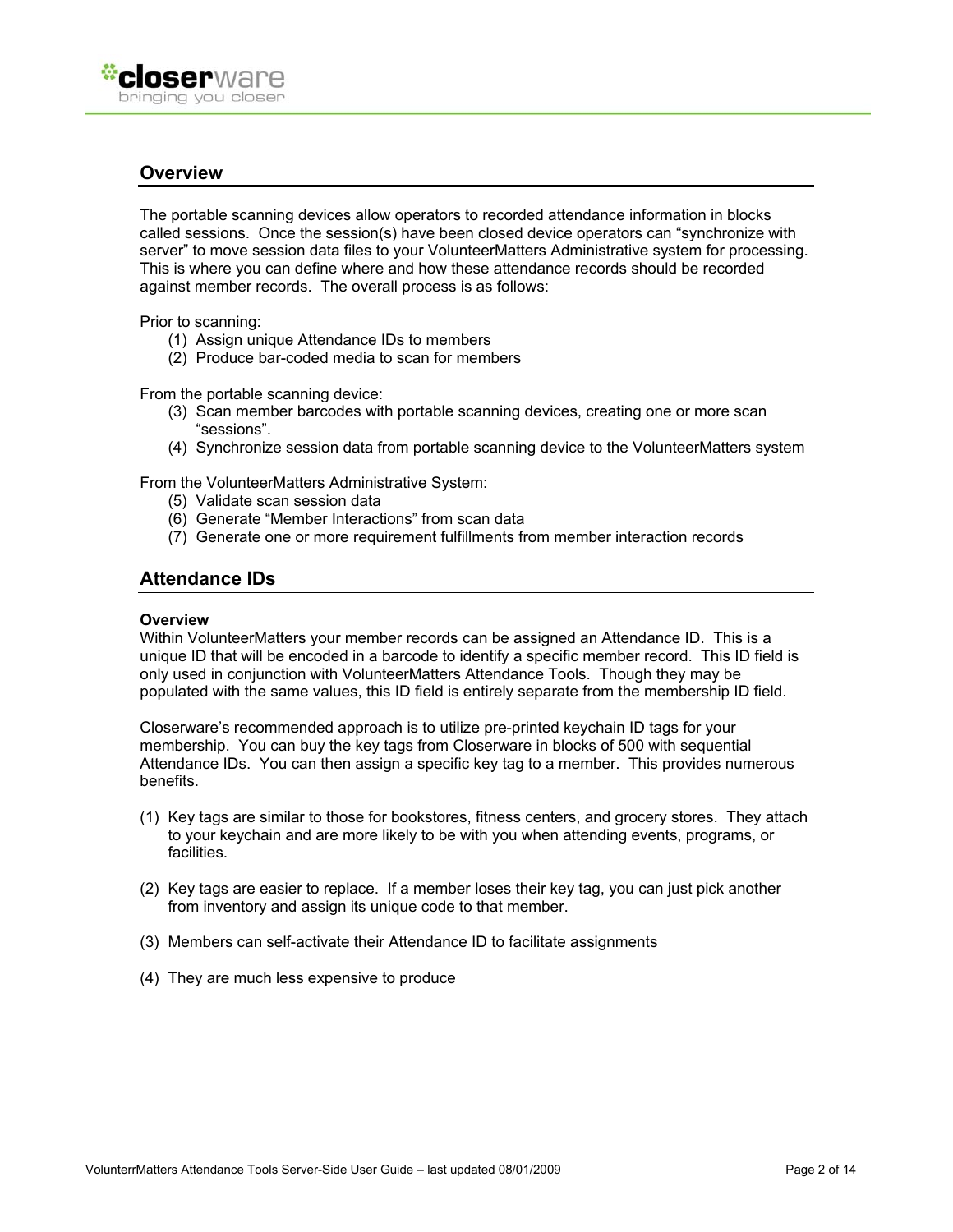## Overview

The portable scanning devices allow operators to recorded attendance information in blocks called sessions. Once the session(s) have been closed device operators can "synchronize with server" to move session data files to your VolunteerMatters Administrative system for processing. This is where you can define where and how these attendance records should be recorded against member records. The overall process is as follows:

Prior to scanning:

(1) Assign unique Attendance IDs to members
(2) Produce bar-coded media to scan for members

From the portable scanning device:

(3) Scan member barcodes with portable scanning devices, creating one or more scan "sessions".
(4) Synchronize session data from portable scanning device to the VolunteerMatters system

From the VolunteerMatters Administrative System:

(5) Validate scan session data
(6) Generate "Member Interactions" from scan data
(7) Generate one or more requirement fulfillments from member interaction records

## Attendance IDs

**Overview**

Within VolunteerMatters your member records can be assigned an Attendance ID. This is a unique ID that will be encoded in a barcode to identify a specific member record. This ID field is only used in conjunction with VolunteerMatters Attendance Tools. Though they may be populated with the same values, this ID field is entirely separate from the membership ID field.

Closerware's recommended approach is to utilize pre-printed keychain ID tags for your membership. You can buy the key tags from Closerware in blocks of 500 with sequential Attendance IDs. You can then assign a specific key tag to a member. This provides numerous benefits.

(1) Key tags are similar to those for bookstores, fitness centers, and grocery stores. They attach to your keychain and are more likely to be with you when attending events, programs, or facilities.

(2) Key tags are easier to replace. If a member loses their key tag, you can just pick another from inventory and assign its unique code to that member.

(3) Members can self-activate their Attendance ID to facilitate assignments

(4) They are much less expensive to produce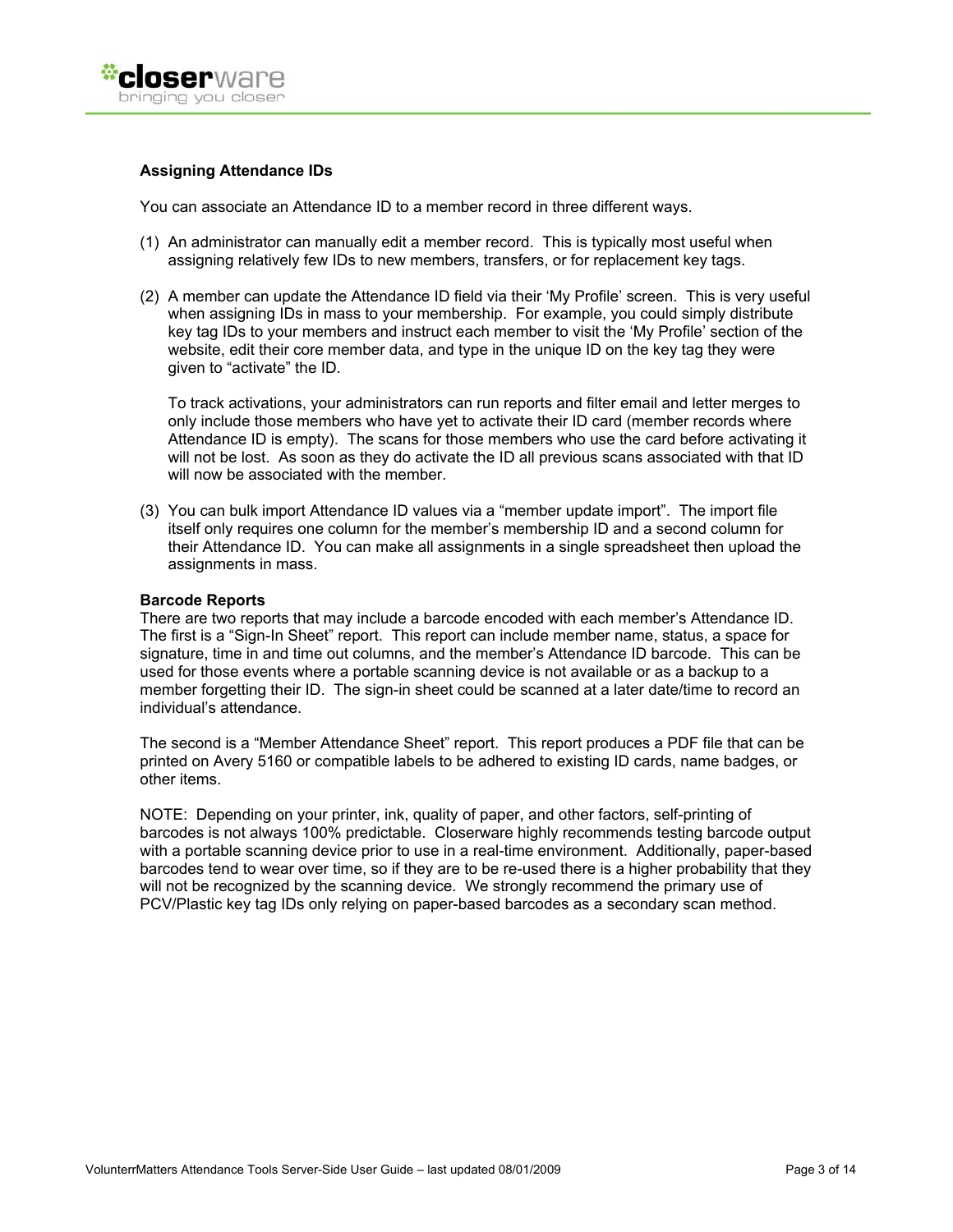### Assigning Attendance IDs

You can associate an Attendance ID to a member record in three different ways.

(1) An administrator can manually edit a member record. This is typically most useful when assigning relatively few IDs to new members, transfers, or for replacement key tags.

(2) A member can update the Attendance ID field via their 'My Profile' screen. This is very useful when assigning IDs in mass to your membership. For example, you could simply distribute key tag IDs to your members and instruct each member to visit the 'My Profile' section of the website, edit their core member data, and type in the unique ID on the key tag they were given to "activate" the ID.

    To track activations, your administrators can run reports and filter email and letter merges to only include those members who have yet to activate their ID card (member records where Attendance ID is empty). The scans for those members who use the card before activating it will not be lost. As soon as they do activate the ID all previous scans associated with that ID will now be associated with the member.

(3) You can bulk import Attendance ID values via a "member update import". The import file itself only requires one column for the member's membership ID and a second column for their Attendance ID. You can make all assignments in a single spreadsheet then upload the assignments in mass.

### Barcode Reports

There are two reports that may include a barcode encoded with each member's Attendance ID. The first is a "Sign-In Sheet" report. This report can include member name, status, a space for signature, time in and time out columns, and the member's Attendance ID barcode. This can be used for those events where a portable scanning device is not available or as a backup to a member forgetting their ID. The sign-in sheet could be scanned at a later date/time to record an individual's attendance.

The second is a "Member Attendance Sheet" report. This report produces a PDF file that can be printed on Avery 5160 or compatible labels to be adhered to existing ID cards, name badges, or other items.

NOTE: Depending on your printer, ink, quality of paper, and other factors, self-printing of barcodes is not always 100% predictable. Closerware highly recommends testing barcode output with a portable scanning device prior to use in a real-time environment. Additionally, paper-based barcodes tend to wear over time, so if they are to be re-used there is a higher probability that they will not be recognized by the scanning device. We strongly recommend the primary use of PCV/Plastic key tag IDs only relying on paper-based barcodes as a secondary scan method.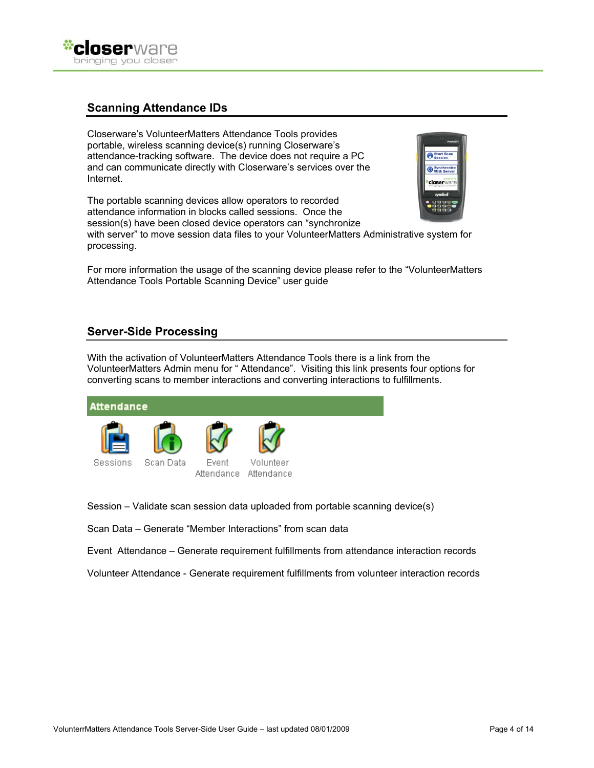## Scanning Attendance IDs

Closerware's VolunteerMatters Attendance Tools provides portable, wireless scanning device(s) running Closerware's attendance-tracking software. The device does not require a PC and can communicate directly with Closerware's services over the Internet.

The portable scanning devices allow operators to recorded attendance information in blocks called sessions. Once the session(s) have been closed device operators can "synchronize with server" to move session data files to your VolunteerMatters Administrative system for processing.

For more information the usage of the scanning device please refer to the "VolunteerMatters Attendance Tools Portable Scanning Device" user guide

## Server-Side Processing

With the activation of VolunteerMatters Attendance Tools there is a link from the VolunteerMatters Admin menu for " Attendance". Visiting this link presents four options for converting scans to member interactions and converting interactions to fulfillments.

Attendance

Sessions
Scan Data
Event Attendance
Volunteer Attendance

Session – Validate scan session data uploaded from portable scanning device(s)

Scan Data – Generate "Member Interactions" from scan data

Event Attendance – Generate requirement fulfillments from attendance interaction records

Volunteer Attendance - Generate requirement fulfillments from volunteer interaction records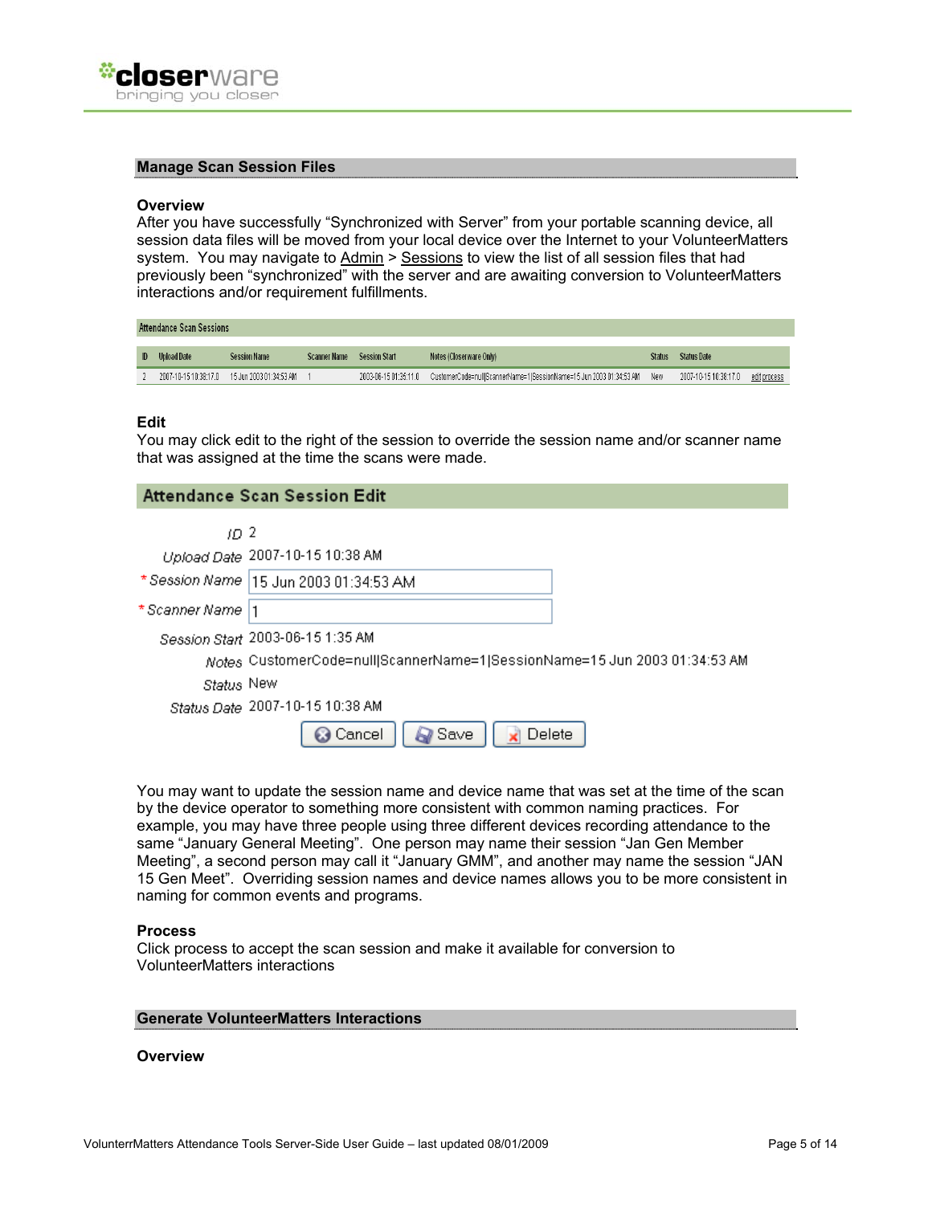## Manage Scan Session Files

### Overview

After you have successfully “Synchronized with Server” from your portable scanning device, all session data files will be moved from your local device over the Internet to your VolunteerMatters system. You may navigate to Admin > Sessions to view the list of all session files that had previously been “synchronized” with the server and are awaiting conversion to VolunteerMatters interactions and/or requirement fulfillments.

Attendance Scan Sessions

| ID | Upload Date | Session Name | Scanner Name | Session Start | Notes (Closerware Only) | Status | Status Date | |
|---|---|---|---|---|---|---|---|---|
| 2 | 2007-10-15 10:38:17.0 | 15 Jun 2003 01:34:53 AM | 1 | 2003-06-15 01:35:11.0 | CustomerCode=null\|ScannerName=1\|SessionName=15 Jun 2003 01:34:53 AM | New | 2007-10-15 10:38:17.0 | edit process |

### Edit

You may click edit to the right of the session to override the session name and/or scanner name that was assigned at the time the scans were made.

Attendance Scan Session Edit

| | |
|---|---|
| ID | 2 |
| Upload Date | 2007-10-15 10:38 AM |
| * Session Name | 15 Jun 2003 01:34:53 AM |
| * Scanner Name | 1 |
| Session Start | 2003-06-15 1:35 AM |
| Notes | CustomerCode=null\|ScannerName=1\|SessionName=15 Jun 2003 01:34:53 AM |
| Status | New |
| Status Date | 2007-10-15 10:38 AM |

Cancel  Save  Delete

You may want to update the session name and device name that was set at the time of the scan by the device operator to something more consistent with common naming practices. For example, you may have three people using three different devices recording attendance to the same “January General Meeting”. One person may name their session “Jan Gen Member Meeting”, a second person may call it “January GMM”, and another may name the session “JAN 15 Gen Meet”. Overriding session names and device names allows you to be more consistent in naming for common events and programs.

### Process

Click process to accept the scan session and make it available for conversion to VolunteerMatters interactions

## Generate VolunteerMatters Interactions

### Overview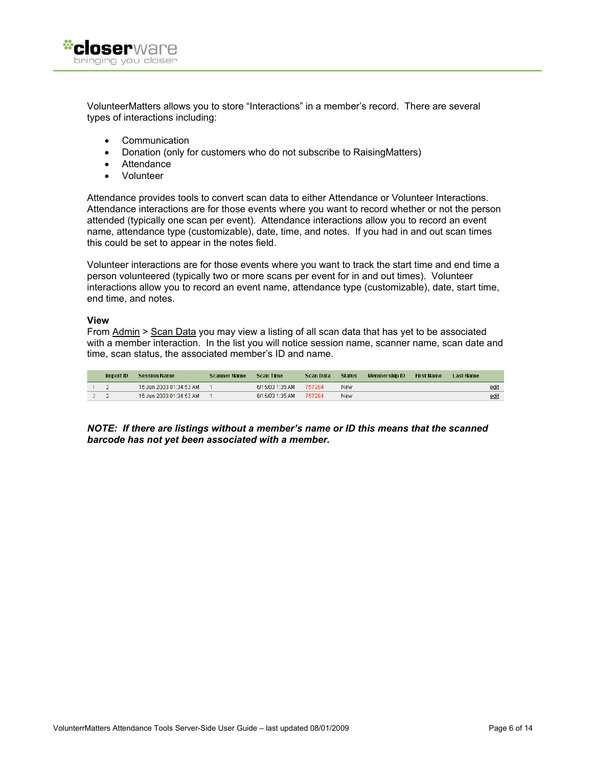VolunteerMatters allows you to store "Interactions" in a member's record. There are several types of interactions including:

- Communication
- Donation (only for customers who do not subscribe to RaisingMatters)
- Attendance
- Volunteer

Attendance provides tools to convert scan data to either Attendance or Volunteer Interactions. Attendance interactions are for those events where you want to record whether or not the person attended (typically one scan per event). Attendance interactions allow you to record an event name, attendance type (customizable), date, time, and notes. If you had in and out scan times this could be set to appear in the notes field.

Volunteer interactions are for those events where you want to track the start time and end time a person volunteered (typically two or more scans per event for in and out times). Volunteer interactions allow you to record an event name, attendance type (customizable), date, start time, end time, and notes.

**View**

From Admin > Scan Data you may view a listing of all scan data that has yet to be associated with a member interaction. In the list you will notice session name, scanner name, scan date and time, scan status, the associated member's ID and name.

| | Import ID | Session Name | Scanner Name | Scan Time | Scan Data | Status | Membership ID | First Name | Last Name | |
|---|---|---|---|---|---|---|---|---|---|---|
| 1 | 2 | 15 Jun 2003 01:34:53 AM | 1 | 6/15/03 1:35 AM | 757284 | New | | | | edit |
| 2 | 2 | 15 Jun 2003 01:34:53 AM | 1 | 6/15/03 1:35 AM | 757284 | New | | | | edit |

***NOTE: If there are listings without a member's name or ID this means that the scanned barcode has not yet been associated with a member.***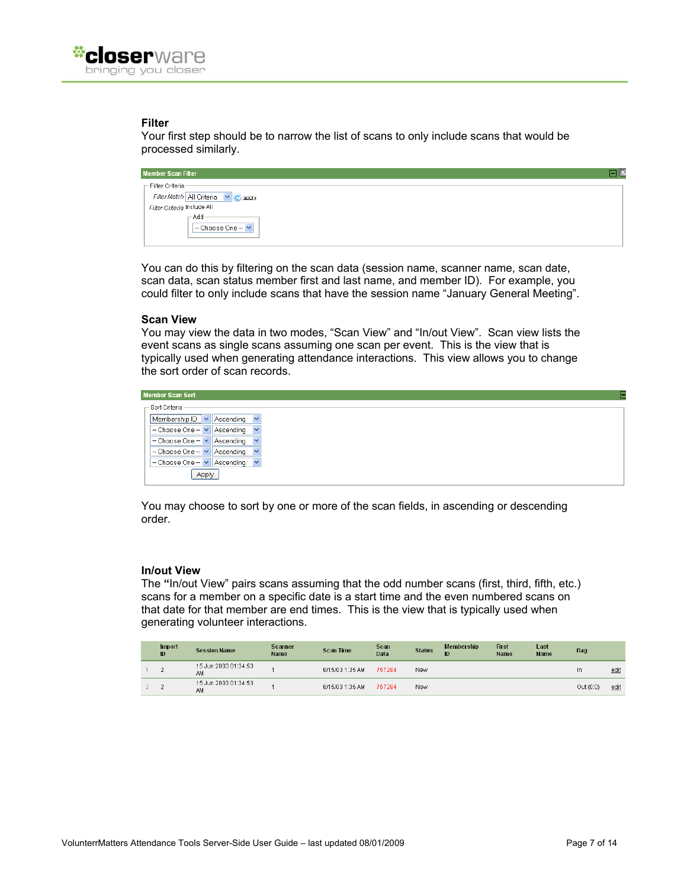### Filter

Your first step should be to narrow the list of scans to only include scans that would be processed similarly.

Member Scan Filter

Filter Criteria
Filter Match All Criteria apply
Filter Criteria Include All
Add
-- Choose One --

You can do this by filtering on the scan data (session name, scanner name, scan date, scan data, scan status member first and last name, and member ID). For example, you could filter to only include scans that have the session name "January General Meeting".

### Scan View

You may view the data in two modes, "Scan View" and "In/out View". Scan view lists the event scans as single scans assuming one scan per event. This is the view that is typically used when generating attendance interactions. This view allows you to change the sort order of scan records.

Member Scan Sort

Sort Criteria
Membership ID Ascending
-- Choose One -- Ascending
-- Choose One -- Ascending
-- Choose One -- Ascending
-- Choose One -- Ascending
Apply

You may choose to sort by one or more of the scan fields, in ascending or descending order.

### In/out View

The **"**In/out View" pairs scans assuming that the odd number scans (first, third, fifth, etc.) scans for a member on a specific date is a start time and the even numbered scans on that date for that member are end times. This is the view that is typically used when generating volunteer interactions.

| | Import ID | Session Name | Scanner Name | Scan Time | Scan Data | Status | Membership ID | First Name | Last Name | flag | |
|---|---|---|---|---|---|---|---|---|---|---|---|
| 1 | 2 | 15 Jun 2003 01:34:53 AM | 1 | 6/15/03 1:35 AM | 757284 | New | | | | In | edit |
| 2 | 2 | 15 Jun 2003 01:34:53 AM | 1 | 6/15/03 1:36 AM | 757284 | New | | | | Out (0:0) | edit |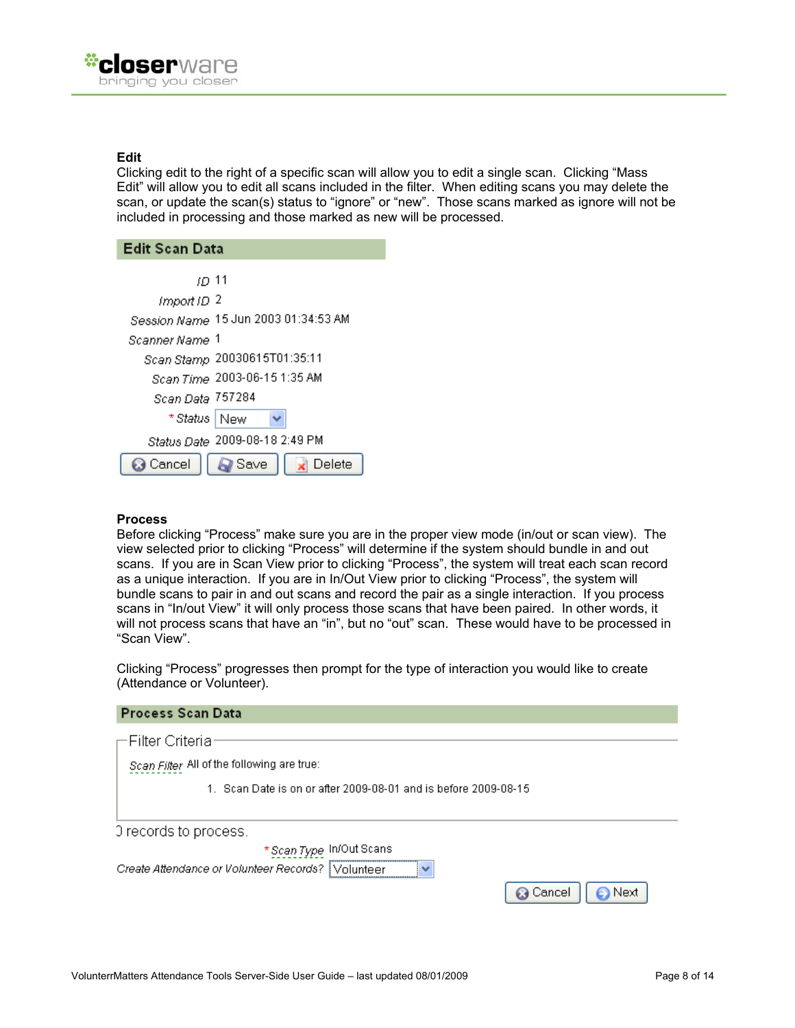### Edit

Clicking edit to the right of a specific scan will allow you to edit a single scan. Clicking "Mass Edit" will allow you to edit all scans included in the filter. When editing scans you may delete the scan, or update the scan(s) status to "ignore" or "new". Those scans marked as ignore will not be included in processing and those marked as new will be processed.

**Edit Scan Data**

| | |
|---|---|
| *ID* | 11 |
| *Import ID* | 2 |
| *Session Name* | 15 Jun 2003 01:34:53 AM |
| *Scanner Name* | 1 |
| *Scan Stamp* | 20030615T01:35:11 |
| *Scan Time* | 2003-06-15 1:35 AM |
| *Scan Data* | 757284 |
| * *Status* | New |
| *Status Date* | 2009-08-18 2:49 PM |

Cancel | Save | Delete

### Process

Before clicking "Process" make sure you are in the proper view mode (in/out or scan view). The view selected prior to clicking "Process" will determine if the system should bundle in and out scans. If you are in Scan View prior to clicking "Process", the system will treat each scan record as a unique interaction. If you are in In/Out View prior to clicking "Process", the system will bundle scans to pair in and out scans and record the pair as a single interaction. If you process scans in "In/out View" it will only process those scans that have been paired. In other words, it will not process scans that have an "in", but no "out" scan. These would have to be processed in "Scan View".

Clicking "Process" progresses then prompt for the type of interaction you would like to create (Attendance or Volunteer).

**Process Scan Data**

Filter Criteria

*Scan Filter* All of the following are true:

1. Scan Date is on or after 2009-08-01 and is before 2009-08-15

0 records to process.

\* *Scan Type* In/Out Scans

*Create Attendance or Volunteer Records?* Volunteer

Cancel | Next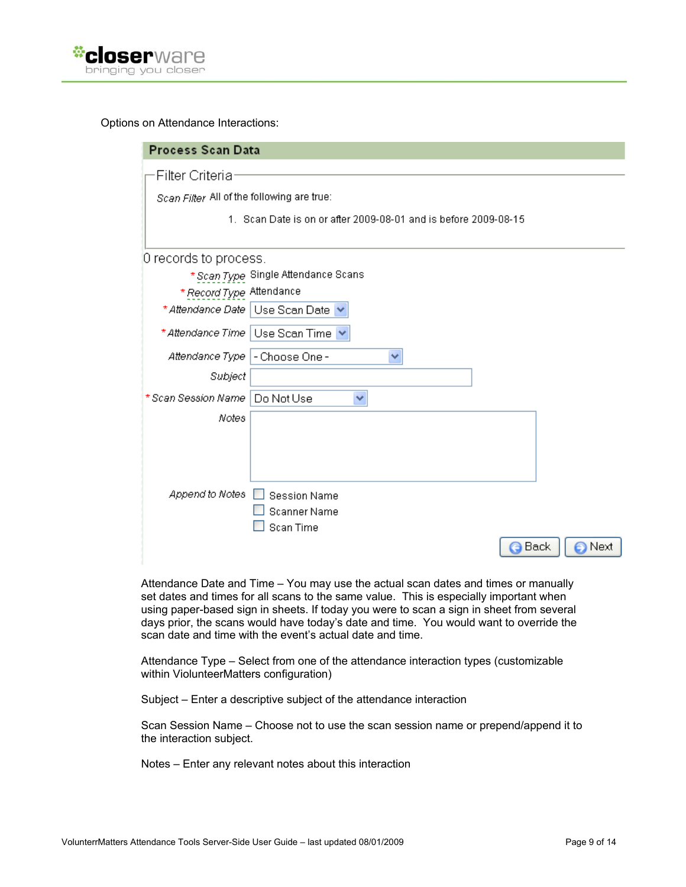Options on Attendance Interactions:

**Process Scan Data**

Filter Criteria

*Scan Filter* All of the following are true:

1. Scan Date is on or after 2009-08-01 and is before 2009-08-15

0 records to process.

| | |
|---|---|
| * *Scan Type* | Single Attendance Scans |
| * *Record Type* | Attendance |
| * *Attendance Date* | Use Scan Date |
| * *Attendance Time* | Use Scan Time |
| *Attendance Type* | - Choose One - |
| *Subject* | |
| * *Scan Session Name* | Do Not Use |
| *Notes* | |
| *Append to Notes* | ☐ Session Name<br>☐ Scanner Name<br>☐ Scan Time |

Back | Next

Attendance Date and Time – You may use the actual scan dates and times or manually set dates and times for all scans to the same value. This is especially important when using paper-based sign in sheets. If today you were to scan a sign in sheet from several days prior, the scans would have today's date and time. You would want to override the scan date and time with the event's actual date and time.

Attendance Type – Select from one of the attendance interaction types (customizable within ViolunteerMatters configuration)

Subject – Enter a descriptive subject of the attendance interaction

Scan Session Name – Choose not to use the scan session name or prepend/append it to the interaction subject.

Notes – Enter any relevant notes about this interaction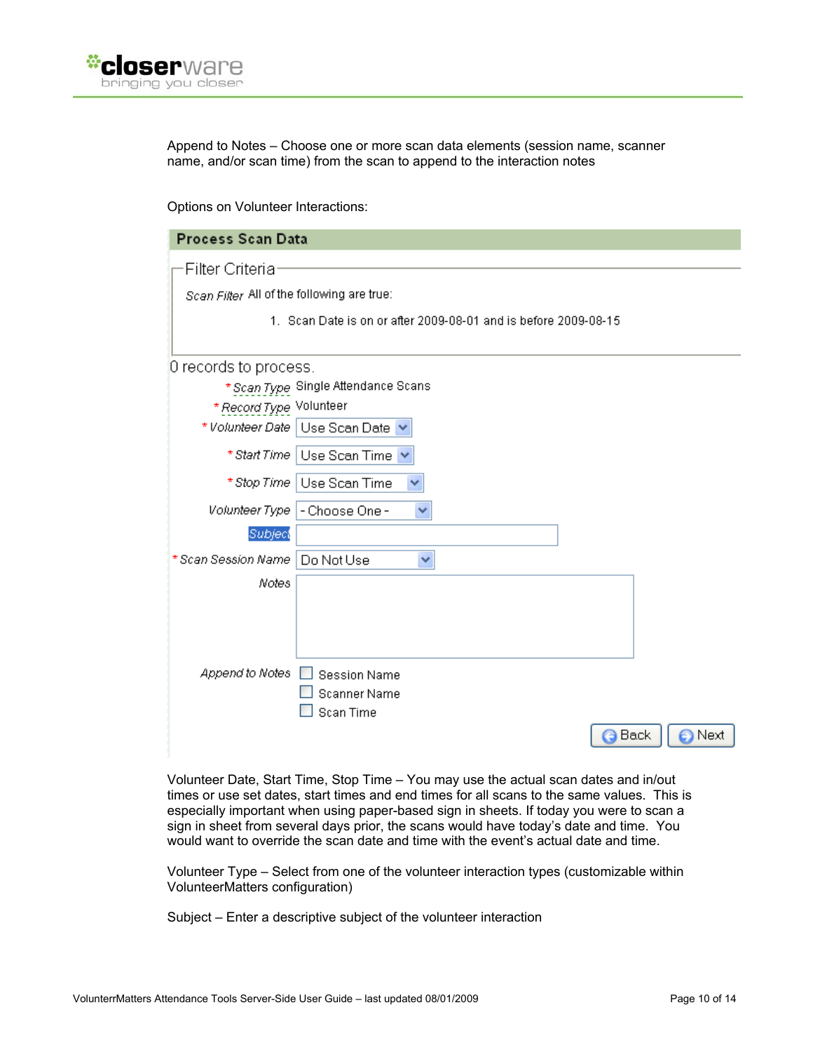Append to Notes – Choose one or more scan data elements (session name, scanner name, and/or scan time) from the scan to append to the interaction notes

Options on Volunteer Interactions:

**Process Scan Data**

Filter Criteria

Scan Filter All of the following are true:

1. Scan Date is on or after 2009-08-01 and is before 2009-08-15

0 records to process.

| | |
|---|---|
| * Scan Type | Single Attendance Scans |
| * Record Type | Volunteer |
| * Volunteer Date | Use Scan Date |
| * Start Time | Use Scan Time |
| * Stop Time | Use Scan Time |
| Volunteer Type | - Choose One - |
| Subject | |
| * Scan Session Name | Do Not Use |
| Notes | |
| Append to Notes | ☐ Session Name<br>☐ Scanner Name<br>☐ Scan Time |

Back Next

Volunteer Date, Start Time, Stop Time – You may use the actual scan dates and in/out times or use set dates, start times and end times for all scans to the same values. This is especially important when using paper-based sign in sheets. If today you were to scan a sign in sheet from several days prior, the scans would have today's date and time. You would want to override the scan date and time with the event's actual date and time.

Volunteer Type – Select from one of the volunteer interaction types (customizable within VolunteerMatters configuration)

Subject – Enter a descriptive subject of the volunteer interaction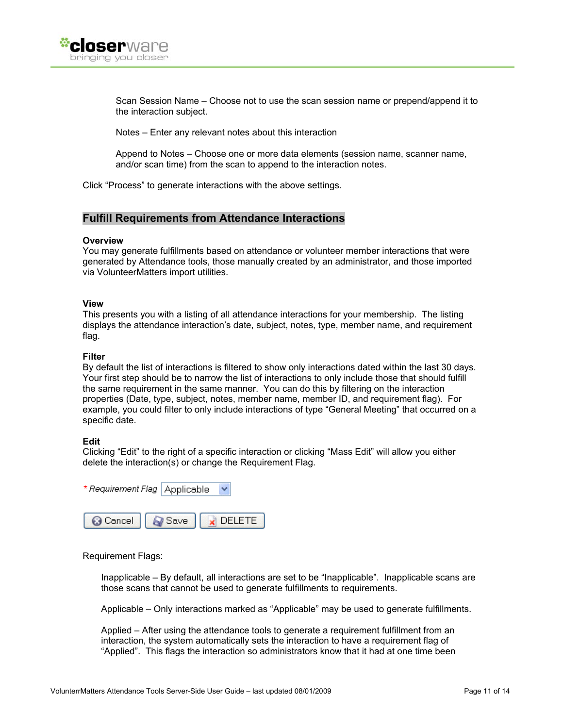Scan Session Name – Choose not to use the scan session name or prepend/append it to the interaction subject.

Notes – Enter any relevant notes about this interaction

Append to Notes – Choose one or more data elements (session name, scanner name, and/or scan time) from the scan to append to the interaction notes.

Click "Process" to generate interactions with the above settings.

## Fulfill Requirements from Attendance Interactions

**Overview**
You may generate fulfillments based on attendance or volunteer member interactions that were generated by Attendance tools, those manually created by an administrator, and those imported via VolunteerMatters import utilities.

**View**
This presents you with a listing of all attendance interactions for your membership. The listing displays the attendance interaction's date, subject, notes, type, member name, and requirement flag.

**Filter**
By default the list of interactions is filtered to show only interactions dated within the last 30 days. Your first step should be to narrow the list of interactions to only include those that should fulfill the same requirement in the same manner. You can do this by filtering on the interaction properties (Date, type, subject, notes, member name, member ID, and requirement flag). For example, you could filter to only include interactions of type "General Meeting" that occurred on a specific date.

**Edit**
Clicking "Edit" to the right of a specific interaction or clicking "Mass Edit" will allow you either delete the interaction(s) or change the Requirement Flag.

* *Requirement Flag* Applicable

Cancel Save DELETE

Requirement Flags:

Inapplicable – By default, all interactions are set to be "Inapplicable". Inapplicable scans are those scans that cannot be used to generate fulfillments to requirements.

Applicable – Only interactions marked as "Applicable" may be used to generate fulfillments.

Applied – After using the attendance tools to generate a requirement fulfillment from an interaction, the system automatically sets the interaction to have a requirement flag of "Applied". This flags the interaction so administrators know that it had at one time been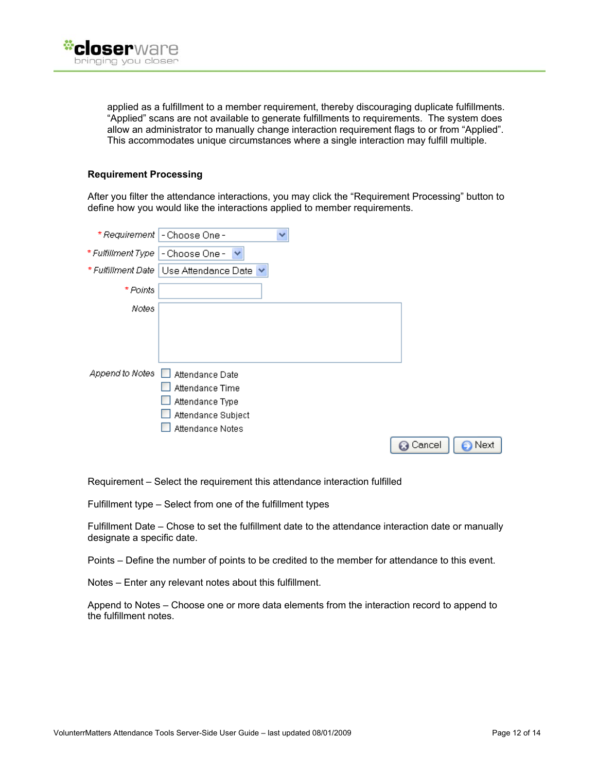applied as a fulfillment to a member requirement, thereby discouraging duplicate fulfillments. “Applied” scans are not available to generate fulfillments to requirements. The system does allow an administrator to manually change interaction requirement flags to or from “Applied”. This accommodates unique circumstances where a single interaction may fulfill multiple.

### Requirement Processing

After you filter the attendance interactions, you may click the “Requirement Processing” button to define how you would like the interactions applied to member requirements.

* Requirement: - Choose One -
* Fulfillment Type: - Choose One -
* Fulfillment Date: Use Attendance Date
* Points:

Notes:

Append to Notes:
- [ ] Attendance Date
- [ ] Attendance Time
- [ ] Attendance Type
- [ ] Attendance Subject
- [ ] Attendance Notes

Cancel | Next

Requirement – Select the requirement this attendance interaction fulfilled

Fulfillment type – Select from one of the fulfillment types

Fulfillment Date – Chose to set the fulfillment date to the attendance interaction date or manually designate a specific date.

Points – Define the number of points to be credited to the member for attendance to this event.

Notes – Enter any relevant notes about this fulfillment.

Append to Notes – Choose one or more data elements from the interaction record to append to the fulfillment notes.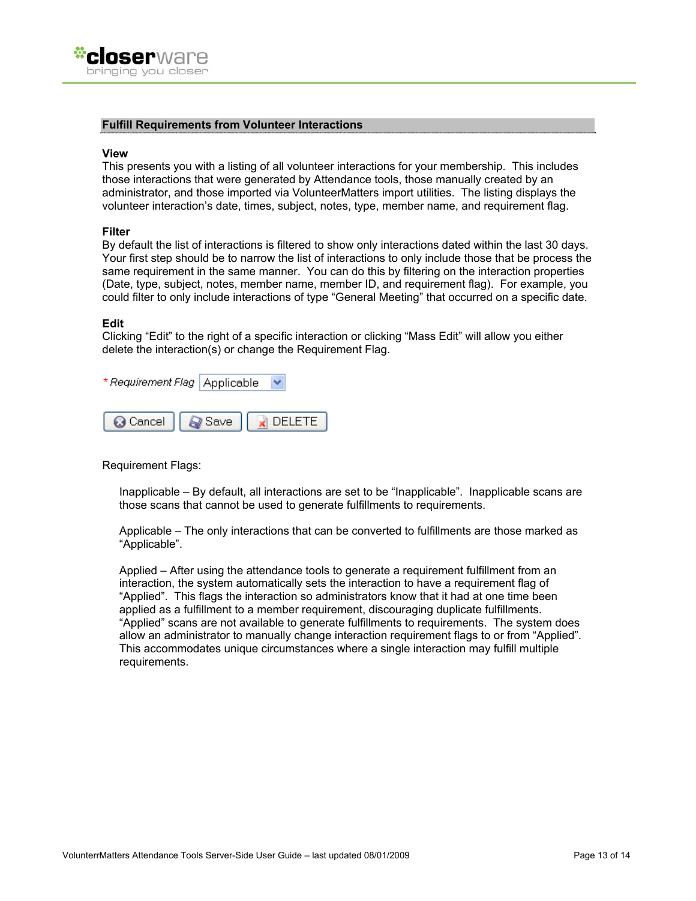## Fulfill Requirements from Volunteer Interactions

### View

This presents you with a listing of all volunteer interactions for your membership. This includes those interactions that were generated by Attendance tools, those manually created by an administrator, and those imported via VolunteerMatters import utilities. The listing displays the volunteer interaction's date, times, subject, notes, type, member name, and requirement flag.

### Filter

By default the list of interactions is filtered to show only interactions dated within the last 30 days. Your first step should be to narrow the list of interactions to only include those that be process the same requirement in the same manner. You can do this by filtering on the interaction properties (Date, type, subject, notes, member name, member ID, and requirement flag). For example, you could filter to only include interactions of type "General Meeting" that occurred on a specific date.

### Edit

Clicking "Edit" to the right of a specific interaction or clicking "Mass Edit" will allow you either delete the interaction(s) or change the Requirement Flag.

\* *Requirement Flag* Applicable

Cancel Save DELETE

Requirement Flags:

Inapplicable – By default, all interactions are set to be "Inapplicable". Inapplicable scans are those scans that cannot be used to generate fulfillments to requirements.

Applicable – The only interactions that can be converted to fulfillments are those marked as "Applicable".

Applied – After using the attendance tools to generate a requirement fulfillment from an interaction, the system automatically sets the interaction to have a requirement flag of "Applied". This flags the interaction so administrators know that it had at one time been applied as a fulfillment to a member requirement, discouraging duplicate fulfillments. "Applied" scans are not available to generate fulfillments to requirements. The system does allow an administrator to manually change interaction requirement flags to or from "Applied". This accommodates unique circumstances where a single interaction may fulfill multiple requirements.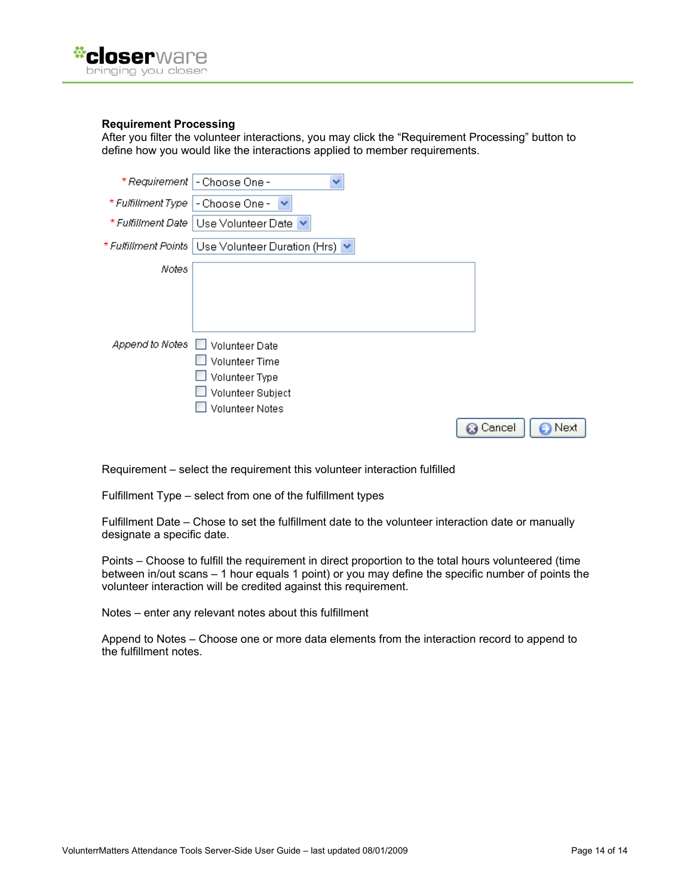### Requirement Processing

After you filter the volunteer interactions, you may click the "Requirement Processing" button to define how you would like the interactions applied to member requirements.

\* Requirement: - Choose One -

\* Fulfillment Type: - Choose One -

\* Fulfillment Date: Use Volunteer Date

\* Fulfillment Points: Use Volunteer Duration (Hrs)

Notes

Append to Notes:
- Volunteer Date
- Volunteer Time
- Volunteer Type
- Volunteer Subject
- Volunteer Notes

Cancel | Next

Requirement – select the requirement this volunteer interaction fulfilled

Fulfillment Type – select from one of the fulfillment types

Fulfillment Date – Chose to set the fulfillment date to the volunteer interaction date or manually designate a specific date.

Points – Choose to fulfill the requirement in direct proportion to the total hours volunteered (time between in/out scans – 1 hour equals 1 point) or you may define the specific number of points the volunteer interaction will be credited against this requirement.

Notes – enter any relevant notes about this fulfillment

Append to Notes – Choose one or more data elements from the interaction record to append to the fulfillment notes.